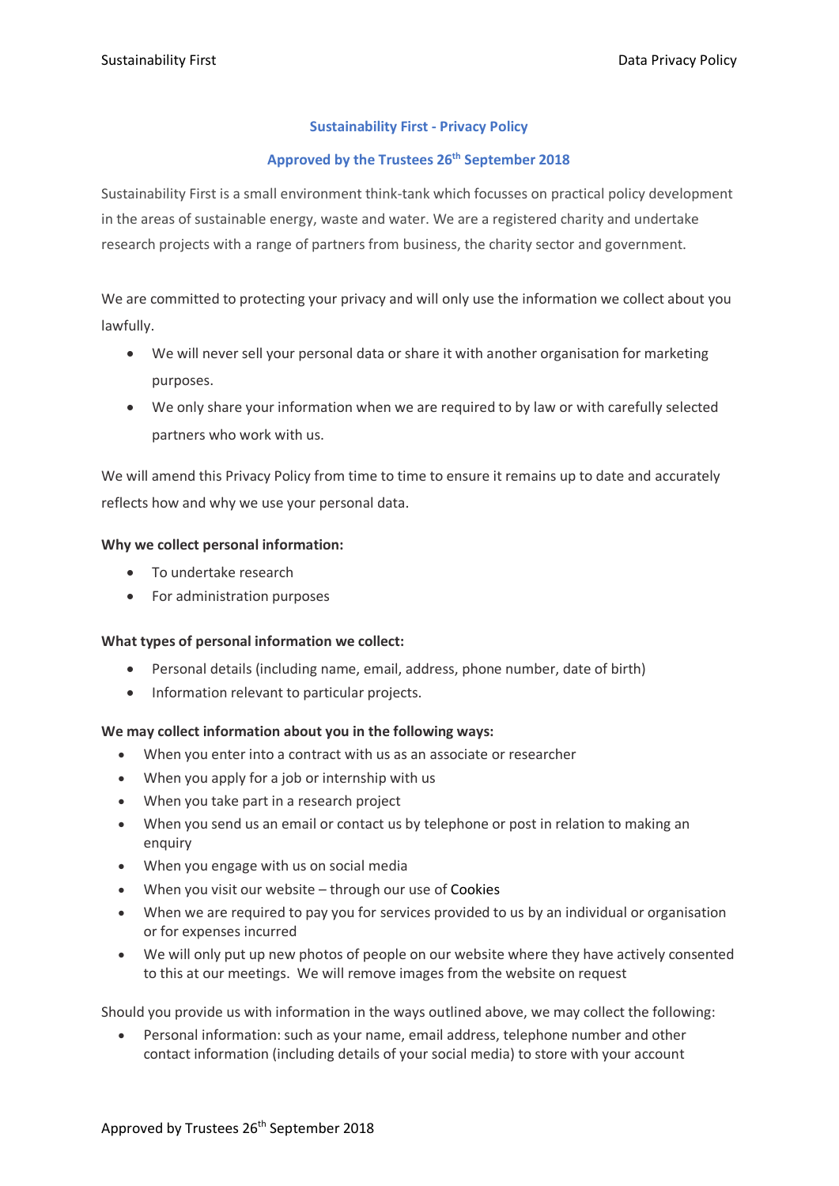# Sustainability First - Privacy Policy

## Approved by the Trustees 26th September 2018

Sustainability First is a small environment think-tank which focusses on practical policy development in the areas of sustainable energy, waste and water. We are a registered charity and undertake research projects with a range of partners from business, the charity sector and government.

We are committed to protecting your privacy and will only use the information we collect about you lawfully.

- We will never sell your personal data or share it with another organisation for marketing purposes.
- We only share your information when we are required to by law or with carefully selected partners who work with us.

We will amend this Privacy Policy from time to time to ensure it remains up to date and accurately reflects how and why we use your personal data.

**Why we collect personal information:**

- To undertake research
- For administration purposes

**What types of personal information we collect:**

- Personal details (including name, email, address, phone number, date of birth)
- Information relevant to particular projects.

**We may collect information about you in the following ways:**

- When you enter into a contract with us as an associate or researcher
- When you apply for a job or internship with us
- When you take part in a research project
- When you send us an email or contact us by telephone or post in relation to making an enquiry
- When you engage with us on social media
- When you visit our website – through our use of Cookies
- When we are required to pay you for services provided to us by an individual or organisation or for expenses incurred
- We will only put up new photos of people on our website where they have actively consented to this at our meetings. We will remove images from the website on request

Should you provide us with information in the ways outlined above, we may collect the following:

- Personal information: such as your name, email address, telephone number and other contact information (including details of your social media) to store with your account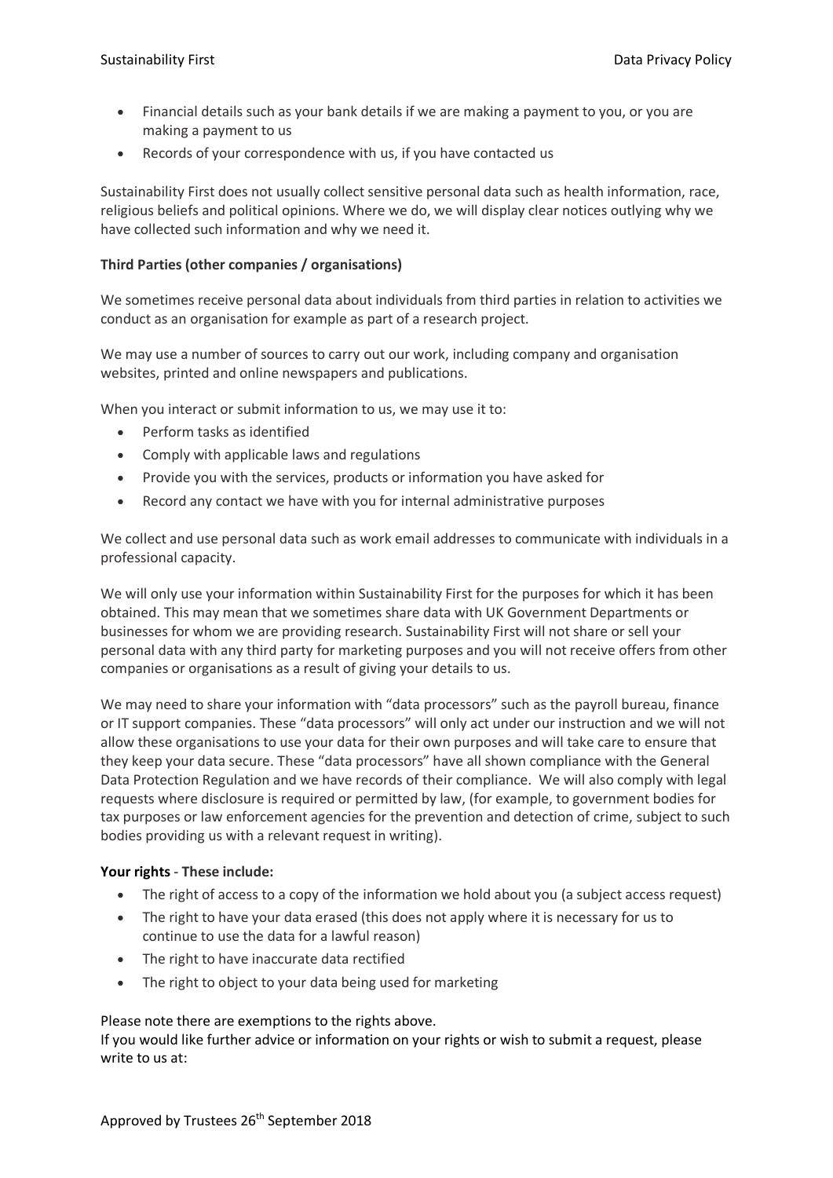- Financial details such as your bank details if we are making a payment to you, or you are making a payment to us
- Records of your correspondence with us, if you have contacted us

Sustainability First does not usually collect sensitive personal data such as health information, race, religious beliefs and political opinions. Where we do, we will display clear notices outlying why we have collected such information and why we need it.

**Third Parties (other companies / organisations)**

We sometimes receive personal data about individuals from third parties in relation to activities we conduct as an organisation for example as part of a research project.

We may use a number of sources to carry out our work, including company and organisation websites, printed and online newspapers and publications.

When you interact or submit information to us, we may use it to:

- Perform tasks as identified
- Comply with applicable laws and regulations
- Provide you with the services, products or information you have asked for
- Record any contact we have with you for internal administrative purposes

We collect and use personal data such as work email addresses to communicate with individuals in a professional capacity.

We will only use your information within Sustainability First for the purposes for which it has been obtained. This may mean that we sometimes share data with UK Government Departments or businesses for whom we are providing research. Sustainability First will not share or sell your personal data with any third party for marketing purposes and you will not receive offers from other companies or organisations as a result of giving your details to us.

We may need to share your information with "data processors" such as the payroll bureau, finance or IT support companies. These "data processors" will only act under our instruction and we will not allow these organisations to use your data for their own purposes and will take care to ensure that they keep your data secure. These "data processors" have all shown compliance with the General Data Protection Regulation and we have records of their compliance. We will also comply with legal requests where disclosure is required or permitted by law, (for example, to government bodies for tax purposes or law enforcement agencies for the prevention and detection of crime, subject to such bodies providing us with a relevant request in writing).

**Your rights - These include:**

- The right of access to a copy of the information we hold about you (a subject access request)
- The right to have your data erased (this does not apply where it is necessary for us to continue to use the data for a lawful reason)
- The right to have inaccurate data rectified
- The right to object to your data being used for marketing

Please note there are exemptions to the rights above.
If you would like further advice or information on your rights or wish to submit a request, please write to us at:

Approved by Trustees 26th September 2018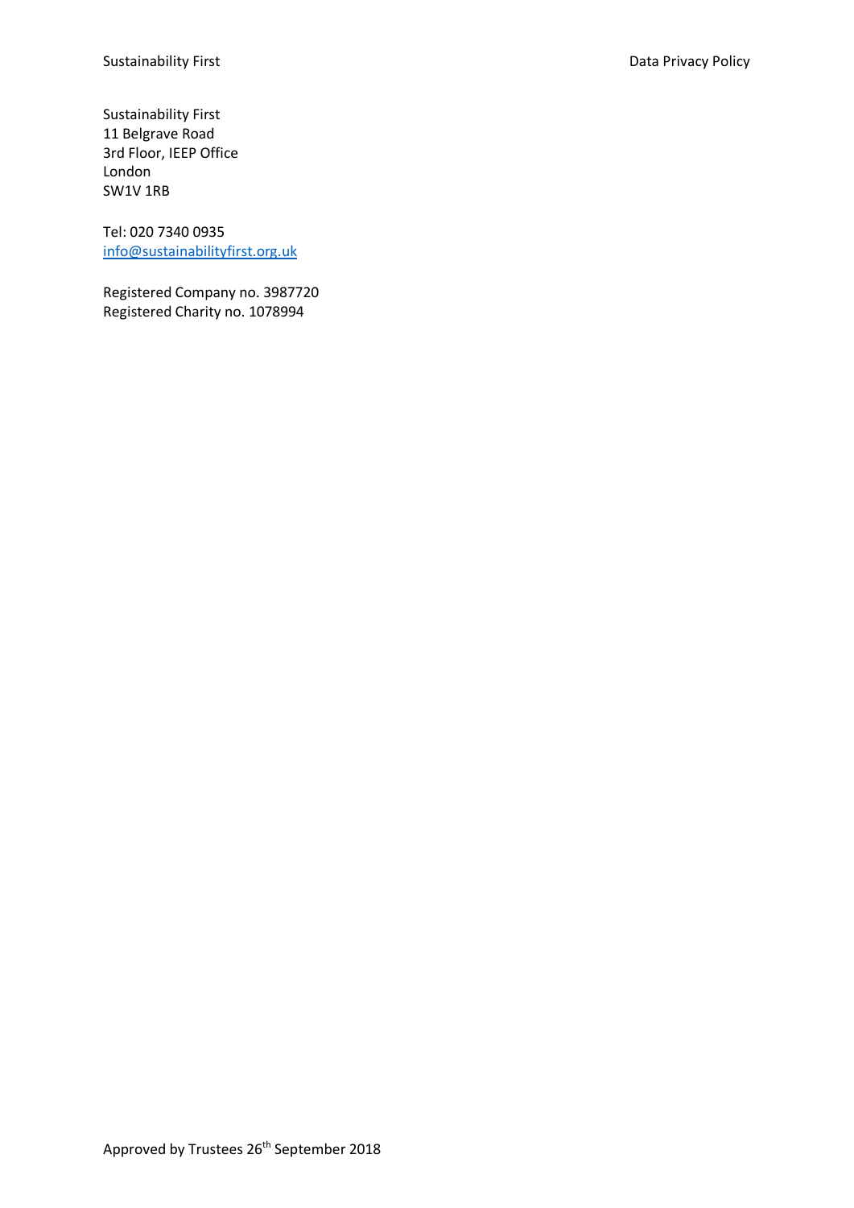Sustainability First
11 Belgrave Road
3rd Floor, IEEP Office
London
SW1V 1RB

Tel: 020 7340 0935
info@sustainabilityfirst.org.uk

Registered Company no. 3987720
Registered Charity no. 1078994

Approved by Trustees 26th September 2018